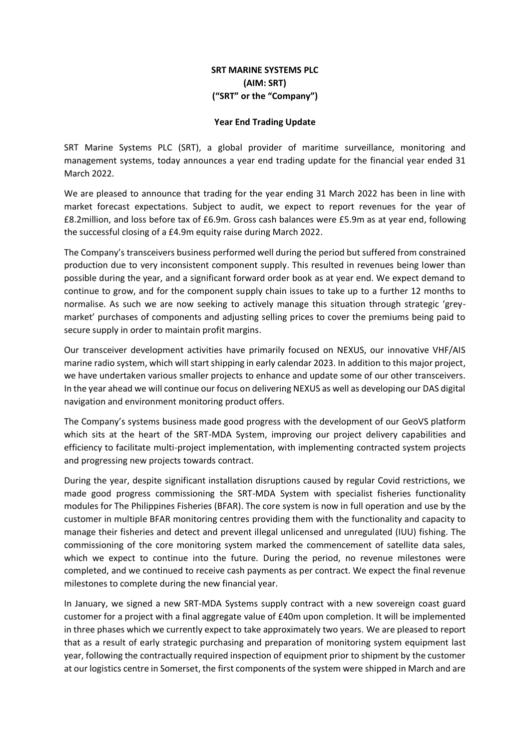**SRT MARINE SYSTEMS PLC**
**(AIM: SRT)**
**("SRT" or the "Company")**

**Year End Trading Update**

SRT Marine Systems PLC (SRT), a global provider of maritime surveillance, monitoring and management systems, today announces a year end trading update for the financial year ended 31 March 2022.

We are pleased to announce that trading for the year ending 31 March 2022 has been in line with market forecast expectations. Subject to audit, we expect to report revenues for the year of £8.2million, and loss before tax of £6.9m. Gross cash balances were £5.9m as at year end, following the successful closing of a £4.9m equity raise during March 2022.

The Company's transceivers business performed well during the period but suffered from constrained production due to very inconsistent component supply. This resulted in revenues being lower than possible during the year, and a significant forward order book as at year end. We expect demand to continue to grow, and for the component supply chain issues to take up to a further 12 months to normalise. As such we are now seeking to actively manage this situation through strategic 'grey-market' purchases of components and adjusting selling prices to cover the premiums being paid to secure supply in order to maintain profit margins.

Our transceiver development activities have primarily focused on NEXUS, our innovative VHF/AIS marine radio system, which will start shipping in early calendar 2023. In addition to this major project, we have undertaken various smaller projects to enhance and update some of our other transceivers. In the year ahead we will continue our focus on delivering NEXUS as well as developing our DAS digital navigation and environment monitoring product offers.

The Company's systems business made good progress with the development of our GeoVS platform which sits at the heart of the SRT-MDA System, improving our project delivery capabilities and efficiency to facilitate multi-project implementation, with implementing contracted system projects and progressing new projects towards contract.

During the year, despite significant installation disruptions caused by regular Covid restrictions, we made good progress commissioning the SRT-MDA System with specialist fisheries functionality modules for The Philippines Fisheries (BFAR). The core system is now in full operation and use by the customer in multiple BFAR monitoring centres providing them with the functionality and capacity to manage their fisheries and detect and prevent illegal unlicensed and unregulated (IUU) fishing. The commissioning of the core monitoring system marked the commencement of satellite data sales, which we expect to continue into the future. During the period, no revenue milestones were completed, and we continued to receive cash payments as per contract. We expect the final revenue milestones to complete during the new financial year.

In January, we signed a new SRT-MDA Systems supply contract with a new sovereign coast guard customer for a project with a final aggregate value of £40m upon completion. It will be implemented in three phases which we currently expect to take approximately two years. We are pleased to report that as a result of early strategic purchasing and preparation of monitoring system equipment last year, following the contractually required inspection of equipment prior to shipment by the customer at our logistics centre in Somerset, the first components of the system were shipped in March and are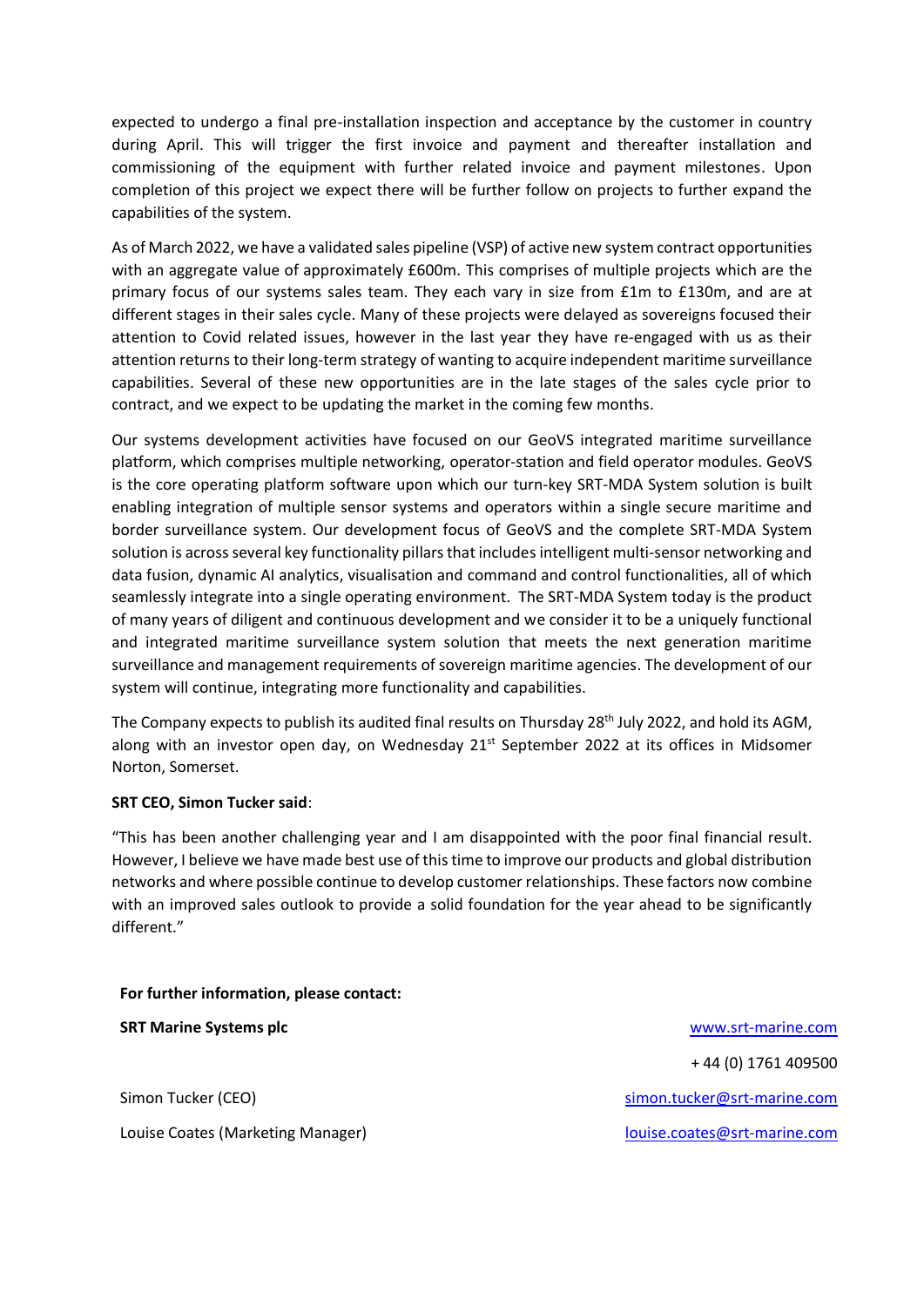expected to undergo a final pre-installation inspection and acceptance by the customer in country during April. This will trigger the first invoice and payment and thereafter installation and commissioning of the equipment with further related invoice and payment milestones. Upon completion of this project we expect there will be further follow on projects to further expand the capabilities of the system.

As of March 2022, we have a validated sales pipeline (VSP) of active new system contract opportunities with an aggregate value of approximately £600m. This comprises of multiple projects which are the primary focus of our systems sales team. They each vary in size from £1m to £130m, and are at different stages in their sales cycle. Many of these projects were delayed as sovereigns focused their attention to Covid related issues, however in the last year they have re-engaged with us as their attention returns to their long-term strategy of wanting to acquire independent maritime surveillance capabilities. Several of these new opportunities are in the late stages of the sales cycle prior to contract, and we expect to be updating the market in the coming few months.

Our systems development activities have focused on our GeoVS integrated maritime surveillance platform, which comprises multiple networking, operator-station and field operator modules. GeoVS is the core operating platform software upon which our turn-key SRT-MDA System solution is built enabling integration of multiple sensor systems and operators within a single secure maritime and border surveillance system. Our development focus of GeoVS and the complete SRT-MDA System solution is across several key functionality pillars that includes intelligent multi-sensor networking and data fusion, dynamic AI analytics, visualisation and command and control functionalities, all of which seamlessly integrate into a single operating environment. The SRT-MDA System today is the product of many years of diligent and continuous development and we consider it to be a uniquely functional and integrated maritime surveillance system solution that meets the next generation maritime surveillance and management requirements of sovereign maritime agencies. The development of our system will continue, integrating more functionality and capabilities.

The Company expects to publish its audited final results on Thursday 28th July 2022, and hold its AGM, along with an investor open day, on Wednesday 21st September 2022 at its offices in Midsomer Norton, Somerset.

**SRT CEO, Simon Tucker said**:

"This has been another challenging year and I am disappointed with the poor final financial result. However, I believe we have made best use of this time to improve our products and global distribution networks and where possible continue to develop customer relationships. These factors now combine with an improved sales outlook to provide a solid foundation for the year ahead to be significantly different."

**For further information, please contact:**

| | |
|---|---|
| **SRT Marine Systems plc** | www.srt-marine.com |
| | + 44 (0) 1761 409500 |
| Simon Tucker (CEO) | simon.tucker@srt-marine.com |
| Louise Coates (Marketing Manager) | louise.coates@srt-marine.com |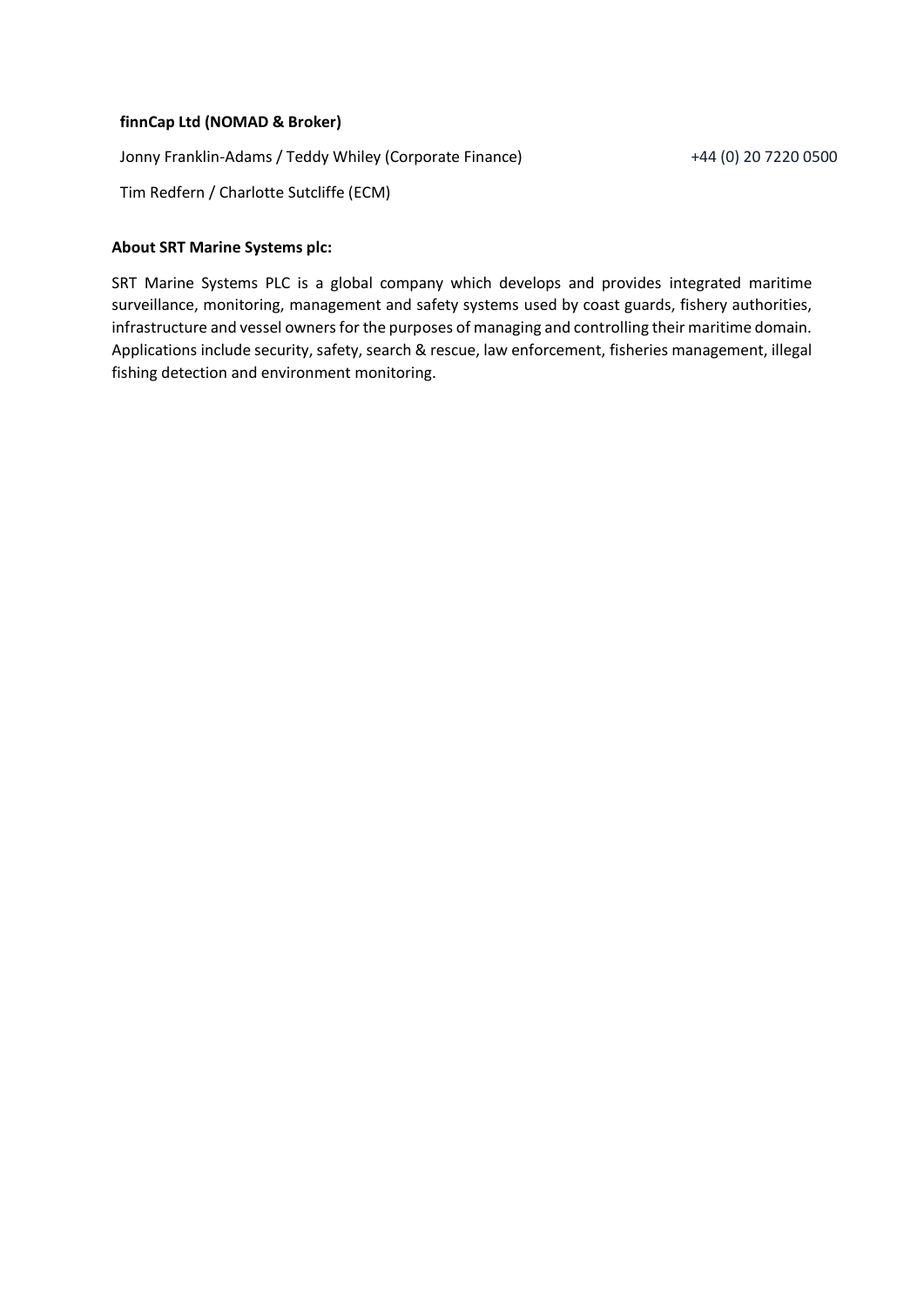**finnCap Ltd (NOMAD & Broker)**

Jonny Franklin-Adams / Teddy Whiley (Corporate Finance) +44 (0) 20 7220 0500

Tim Redfern / Charlotte Sutcliffe (ECM)

**About SRT Marine Systems plc:**

SRT Marine Systems PLC is a global company which develops and provides integrated maritime surveillance, monitoring, management and safety systems used by coast guards, fishery authorities, infrastructure and vessel owners for the purposes of managing and controlling their maritime domain. Applications include security, safety, search & rescue, law enforcement, fisheries management, illegal fishing detection and environment monitoring.